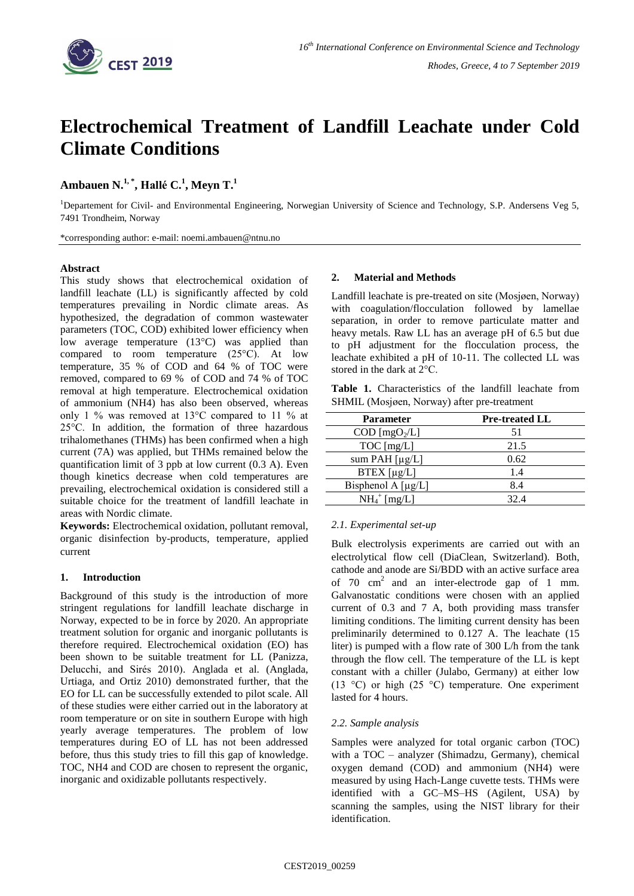# Electrochemical Treatment of Landfill Leachate under Cold Climate Conditions

**Ambauen N.[1,*], Hallé C.[1], Meyn T.[1]**

[1]Departement for Civil- and Environmental Engineering, Norwegian University of Science and Technology, S.P. Andersens Veg 5, 7491 Trondheim, Norway

*corresponding author: e-mail: noemi.ambauen@ntnu.no

## Abstract

This study shows that electrochemical oxidation of landfill leachate (LL) is significantly affected by cold temperatures prevailing in Nordic climate areas. As hypothesized, the degradation of common wastewater parameters (TOC, COD) exhibited lower efficiency when low average temperature (13°C) was applied than compared to room temperature (25°C). At low temperature, 35 % of COD and 64 % of TOC were removed, compared to 69 % of COD and 74 % of TOC removal at high temperature. Electrochemical oxidation of ammonium (NH4) has also been observed, whereas only 1 % was removed at 13°C compared to 11 % at 25°C. In addition, the formation of three hazardous trihalomethanes (THMs) has been confirmed when a high current (7A) was applied, but THMs remained below the quantification limit of 3 ppb at low current (0.3 A). Even though kinetics decrease when cold temperatures are prevailing, electrochemical oxidation is considered still a suitable choice for the treatment of landfill leachate in areas with Nordic climate.

**Keywords:** Electrochemical oxidation, pollutant removal, organic disinfection by-products, temperature, applied current

## 1. Introduction

Background of this study is the introduction of more stringent regulations for landfill leachate discharge in Norway, expected to be in force by 2020. An appropriate treatment solution for organic and inorganic pollutants is therefore required. Electrochemical oxidation (EO) has been shown to be suitable treatment for LL (Panizza, Delucchi, and Sirés 2010). Anglada et al. (Anglada, Urtiaga, and Ortiz 2010) demonstrated further, that the EO for LL can be successfully extended to pilot scale. All of these studies were either carried out in the laboratory at room temperature or on site in southern Europe with high yearly average temperatures. The problem of low temperatures during EO of LL has not been addressed before, thus this study tries to fill this gap of knowledge. TOC, NH4 and COD are chosen to represent the organic, inorganic and oxidizable pollutants respectively.

## 2. Material and Methods

Landfill leachate is pre-treated on site (Mosjøen, Norway) with coagulation/flocculation followed by lamellae separation, in order to remove particulate matter and heavy metals. Raw LL has an average pH of 6.5 but due to pH adjustment for the flocculation process, the leachate exhibited a pH of 10-11. The collected LL was stored in the dark at 2°C.

**Table 1.** Characteristics of the landfill leachate from SHMIL (Mosjøen, Norway) after pre-treatment

| Parameter | Pre-treated LL |
|---|---|
| COD [mg$O_2$/L] | 51 |
| TOC [mg/L] | 21.5 |
| sum PAH [µg/L] | 0.62 |
| BTEX [µg/L] | 1.4 |
| Bisphenol A [µg/L] | 8.4 |
| $NH_4^+$ [mg/L] | 32.4 |

### 2.1. Experimental set-up

Bulk electrolysis experiments are carried out with an electrolytical flow cell (DiaClean, Switzerland). Both, cathode and anode are Si/BDD with an active surface area of 70 $cm^2$ and an inter-electrode gap of 1 mm. Galvanostatic conditions were chosen with an applied current of 0.3 and 7 A, both providing mass transfer limiting conditions. The limiting current density has been preliminarily determined to 0.127 A. The leachate (15 liter) is pumped with a flow rate of 300 L/h from the tank through the flow cell. The temperature of the LL is kept constant with a chiller (Julabo, Germany) at either low (13 °C) or high (25 °C) temperature. One experiment lasted for 4 hours.

### 2.2. Sample analysis

Samples were analyzed for total organic carbon (TOC) with a TOC – analyzer (Shimadzu, Germany), chemical oxygen demand (COD) and ammonium (NH4) were measured by using Hach-Lange cuvette tests. THMs were identified with a GC–MS–HS (Agilent, USA) by scanning the samples, using the NIST library for their identification.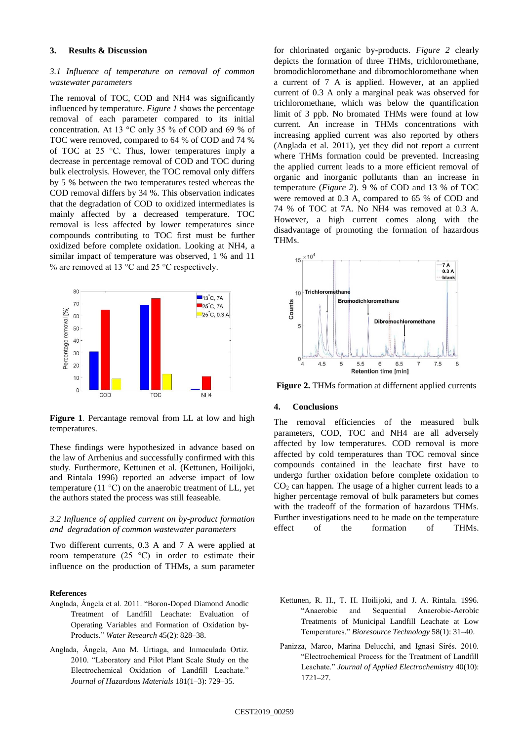## 3. Results & Discussion

### 3.1 Influence of temperature on removal of common wastewater parameters

The removal of TOC, COD and NH4 was significantly influenced by temperature. *Figure 1* shows the percentage removal of each parameter compared to its initial concentration. At 13 °C only 35 % of COD and 69 % of TOC were removed, compared to 64 % of COD and 74 % of TOC at 25 °C. Thus, lower temperatures imply a decrease in percentage removal of COD and TOC during bulk electrolysis. However, the TOC removal only differs by 5 % between the two temperatures tested whereas the COD removal differs by 34 %. This observation indicates that the degradation of COD to oxidized intermediates is mainly affected by a decreased temperature. TOC removal is less affected by lower temperatures since compounds contributing to TOC first must be further oxidized before complete oxidation. Looking at NH4, a similar impact of temperature was observed, 1 % and 11 % are removed at 13 °C and 25 °C respectively.

**Figure 1**. Percantage removal from LL at low and high temperatures.

These findings were hypothesized in advance based on the law of Arrhenius and successfully confirmed with this study. Furthermore, Kettunen et al. (Kettunen, Hoilijoki, and Rintala 1996) reported an adverse impact of low temperature (11 °C) on the anaerobic treatment of LL, yet the authors stated the process was still feaseable.

### 3.2 Influence of applied current on by-product formation and degradation of common wastewater parameters

Two different currents, 0.3 A and 7 A were applied at room temperature (25 °C) in order to estimate their influence on the production of THMs, a sum parameter for chlorinated organic by-products. *Figure 2* clearly depicts the formation of three THMs, trichloromethane, bromodichloromethane and dibromochloromethane when a current of 7 A is applied. However, at an applied current of 0.3 A only a marginal peak was observed for trichloromethane, which was below the quantification limit of 3 ppb. No bromated THMs were found at low current. An increase in THMs concentrations with increasing applied current was also reported by others (Anglada et al. 2011), yet they did not report a current where THMs formation could be prevented. Increasing the applied current leads to a more efficient removal of organic and inorganic pollutants than an increase in temperature (*Figure 2*). 9 % of COD and 13 % of TOC were removed at 0.3 A, compared to 65 % of COD and 74 % of TOC at 7A. No NH4 was removed at 0.3 A. However, a high current comes along with the disadvantage of promoting the formation of hazardous THMs.

**Figure 2.** THMs formation at differnent applied currents

## 4. Conclusions

The removal efficiencies of the measured bulk parameters, COD, TOC and NH4 are all adversely affected by low temperatures. COD removal is more affected by cold temperatures than TOC removal since compounds contained in the leachate first have to undergo further oxidation before complete oxidation to $CO_2$ can happen. The usage of a higher current leads to a higher percentage removal of bulk parameters but comes with the tradeoff of the formation of hazardous THMs. Further investigations need to be made on the temperature effect of the formation of THMs.

## References

Anglada, Ángela et al. 2011. "Boron-Doped Diamond Anodic Treatment of Landfill Leachate: Evaluation of Operating Variables and Formation of Oxidation by-Products." *Water Research* 45(2): 828–38.

Anglada, Ángela, Ana M. Urtiaga, and Inmaculada Ortiz. 2010. "Laboratory and Pilot Plant Scale Study on the Electrochemical Oxidation of Landfill Leachate." *Journal of Hazardous Materials* 181(1–3): 729–35.

Kettunen, R. H., T. H. Hoilijoki, and J. A. Rintala. 1996. "Anaerobic and Sequential Anaerobic-Aerobic Treatments of Municipal Landfill Leachate at Low Temperatures." *Bioresource Technology* 58(1): 31–40.

Panizza, Marco, Marina Delucchi, and Ignasi Sirés. 2010. "Electrochemical Process for the Treatment of Landfill Leachate." *Journal of Applied Electrochemistry* 40(10): 1721–27.